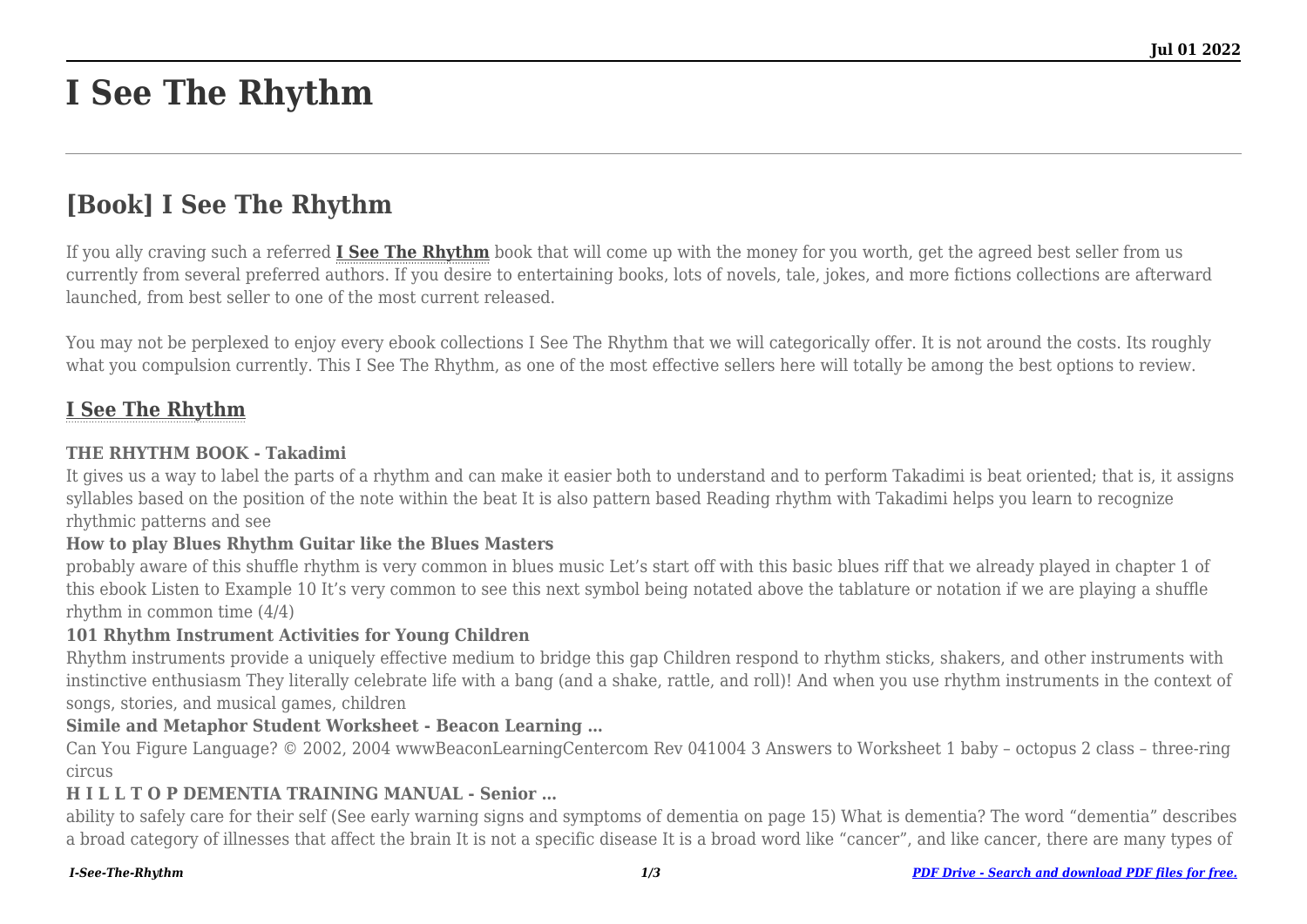# I See The Rhythm

## [Book] I See The Rhythm

If you ally craving such a referred **I See The Rhythm** book that will come up with the money for you worth, get the agreed best seller from us currently from several preferred authors. If you desire to entertaining books, lots of novels, tale, jokes, and more fictions collections are afterward launched, from best seller to one of the most current released.

You may not be perplexed to enjoy every ebook collections I See The Rhythm that we will categorically offer. It is not around the costs. Its roughly what you compulsion currently. This I See The Rhythm, as one of the most effective sellers here will totally be among the best options to review.

### I See The Rhythm

**THE RHYTHM BOOK - Takadimi**

It gives us a way to label the parts of a rhythm and can make it easier both to understand and to perform Takadimi is beat oriented; that is, it assigns syllables based on the position of the note within the beat It is also pattern based Reading rhythm with Takadimi helps you learn to recognize rhythmic patterns and see

**How to play Blues Rhythm Guitar like the Blues Masters**

probably aware of this shuffle rhythm is very common in blues music Let's start off with this basic blues riff that we already played in chapter 1 of this ebook Listen to Example 10 It's very common to see this next symbol being notated above the tablature or notation if we are playing a shuffle rhythm in common time (4/4)

**101 Rhythm Instrument Activities for Young Children**

Rhythm instruments provide a uniquely effective medium to bridge this gap Children respond to rhythm sticks, shakers, and other instruments with instinctive enthusiasm They literally celebrate life with a bang (and a shake, rattle, and roll)! And when you use rhythm instruments in the context of songs, stories, and musical games, children

**Simile and Metaphor Student Worksheet - Beacon Learning …**

Can You Figure Language? © 2002, 2004 wwwBeaconLearningCentercom Rev 041004 3 Answers to Worksheet 1 baby – octopus 2 class – three-ring circus

**H I L L T O P DEMENTIA TRAINING MANUAL - Senior …**

ability to safely care for their self (See early warning signs and symptoms of dementia on page 15) What is dementia? The word "dementia" describes a broad category of illnesses that affect the brain It is not a specific disease It is a broad word like "cancer", and like cancer, there are many types of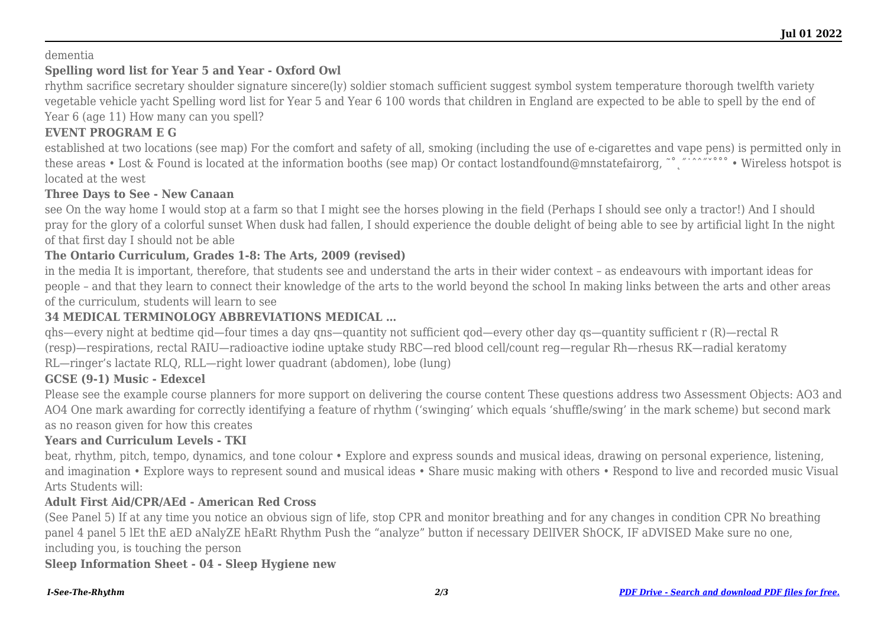dementia

**Spelling word list for Year 5 and Year - Oxford Owl**

rhythm sacrifice secretary shoulder signature sincere(ly) soldier stomach sufficient suggest symbol system temperature thorough twelfth variety vegetable vehicle yacht Spelling word list for Year 5 and Year 6 100 words that children in England are expected to be able to spell by the end of Year 6 (age 11) How many can you spell?

**EVENT PROGRAM E G**

established at two locations (see map) For the comfort and safety of all, smoking (including the use of e-cigarettes and vape pens) is permitted only in these areas • Lost & Found is located at the information booths (see map) Or contact lostandfound@mnstatefairorg, ˜˚˛˝˙ˆˆ˝ˇ˚˚˚ • Wireless hotspot is located at the west

**Three Days to See - New Canaan**

see On the way home I would stop at a farm so that I might see the horses plowing in the field (Perhaps I should see only a tractor!) And I should pray for the glory of a colorful sunset When dusk had fallen, I should experience the double delight of being able to see by artificial light In the night of that first day I should not be able

**The Ontario Curriculum, Grades 1-8: The Arts, 2009 (revised)**

in the media It is important, therefore, that students see and understand the arts in their wider context – as endeavours with important ideas for people – and that they learn to connect their knowledge of the arts to the world beyond the school In making links between the arts and other areas of the curriculum, students will learn to see

**34 MEDICAL TERMINOLOGY ABBREVIATIONS MEDICAL …**

qhs—every night at bedtime qid—four times a day qns—quantity not sufficient qod—every other day qs—quantity sufficient r (R)—rectal R (resp)—respirations, rectal RAIU—radioactive iodine uptake study RBC—red blood cell/count reg—regular Rh—rhesus RK—radial keratomy RL—ringer's lactate RLQ, RLL—right lower quadrant (abdomen), lobe (lung)

**GCSE (9-1) Music - Edexcel**

Please see the example course planners for more support on delivering the course content These questions address two Assessment Objects: AO3 and AO4 One mark awarding for correctly identifying a feature of rhythm ('swinging' which equals 'shuffle/swing' in the mark scheme) but second mark as no reason given for how this creates

**Years and Curriculum Levels - TKI**

beat, rhythm, pitch, tempo, dynamics, and tone colour • Explore and express sounds and musical ideas, drawing on personal experience, listening, and imagination • Explore ways to represent sound and musical ideas • Share music making with others • Respond to live and recorded music Visual Arts Students will:

**Adult First Aid/CPR/AEd - American Red Cross**

(See Panel 5) If at any time you notice an obvious sign of life, stop CPR and monitor breathing and for any changes in condition CPR No breathing panel 4 panel 5 lEt thE aED aNalyZE hEaRt Rhythm Push the "analyze" button if necessary DElIVER ShOCK, IF aDVISED Make sure no one, including you, is touching the person

**Sleep Information Sheet - 04 - Sleep Hygiene new**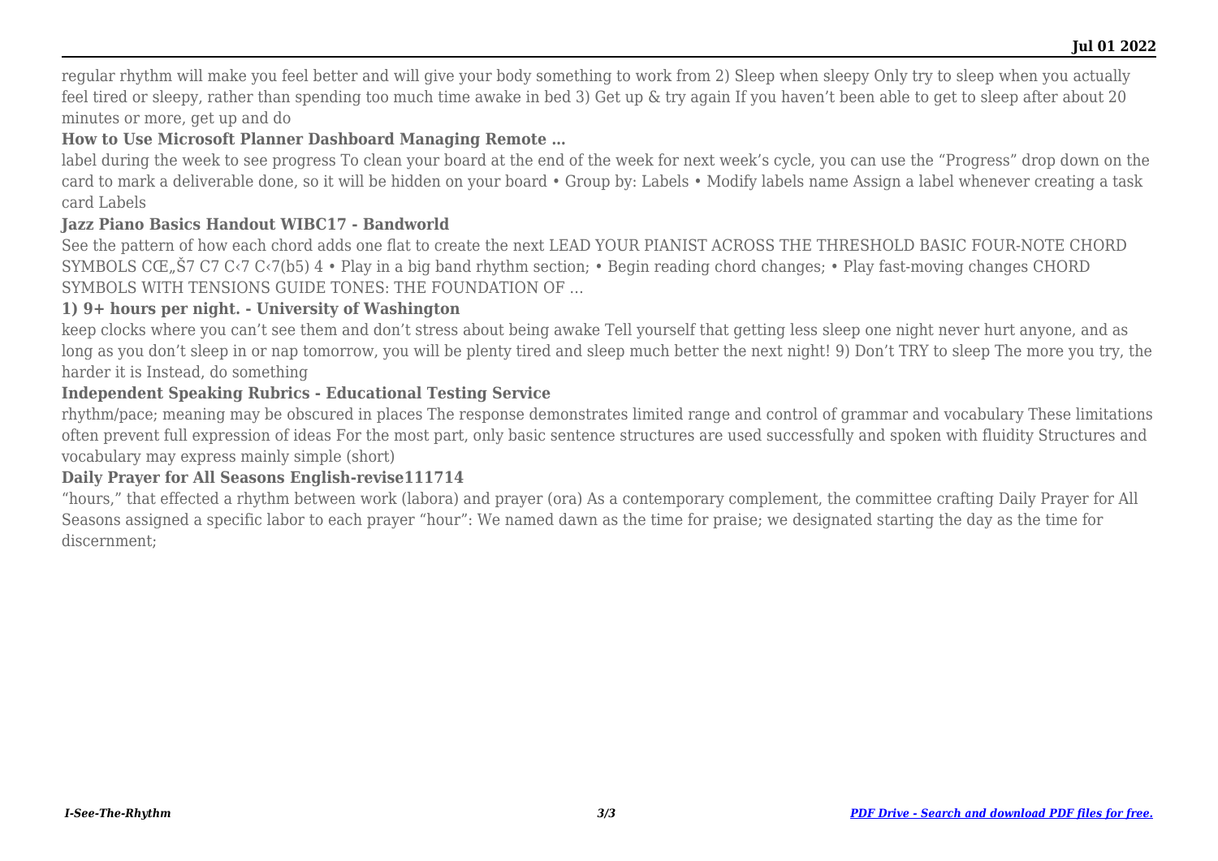regular rhythm will make you feel better and will give your body something to work from 2) Sleep when sleepy Only try to sleep when you actually feel tired or sleepy, rather than spending too much time awake in bed 3) Get up & try again If you haven't been able to get to sleep after about 20 minutes or more, get up and do

**How to Use Microsoft Planner Dashboard Managing Remote …**

label during the week to see progress To clean your board at the end of the week for next week's cycle, you can use the "Progress" drop down on the card to mark a deliverable done, so it will be hidden on your board • Group by: Labels • Modify labels name Assign a label whenever creating a task card Labels

**Jazz Piano Basics Handout WIBC17 - Bandworld**

See the pattern of how each chord adds one flat to create the next LEAD YOUR PIANIST ACROSS THE THRESHOLD BASIC FOUR-NOTE CHORD SYMBOLS CŒ„Š7 C7 C‹7 C‹7(b5) 4 • Play in a big band rhythm section; • Begin reading chord changes; • Play fast-moving changes CHORD SYMBOLS WITH TENSIONS GUIDE TONES: THE FOUNDATION OF …

**1) 9+ hours per night. - University of Washington**

keep clocks where you can't see them and don't stress about being awake Tell yourself that getting less sleep one night never hurt anyone, and as long as you don't sleep in or nap tomorrow, you will be plenty tired and sleep much better the next night! 9) Don't TRY to sleep The more you try, the harder it is Instead, do something

**Independent Speaking Rubrics - Educational Testing Service**

rhythm/pace; meaning may be obscured in places The response demonstrates limited range and control of grammar and vocabulary These limitations often prevent full expression of ideas For the most part, only basic sentence structures are used successfully and spoken with fluidity Structures and vocabulary may express mainly simple (short)

**Daily Prayer for All Seasons English-revise111714**

"hours," that effected a rhythm between work (labora) and prayer (ora) As a contemporary complement, the committee crafting Daily Prayer for All Seasons assigned a specific labor to each prayer "hour": We named dawn as the time for praise; we designated starting the day as the time for discernment;